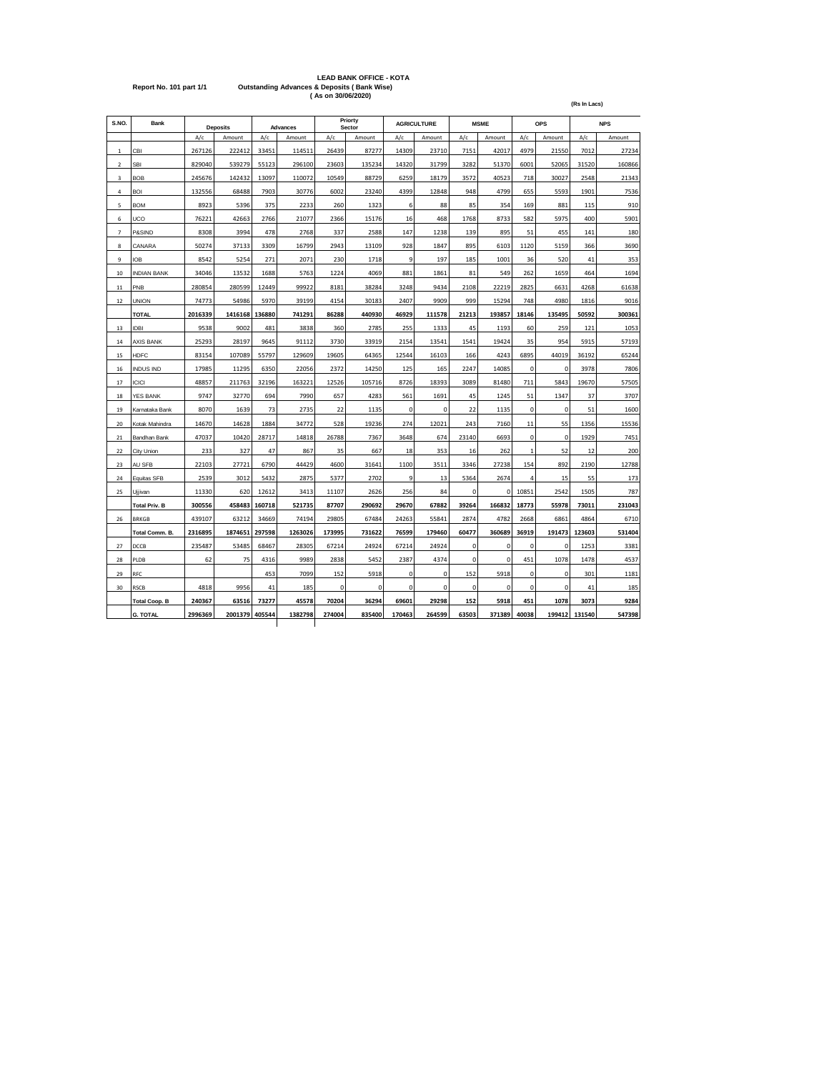# LEAD BANK OFFICE - KOTA

Report No. 101 part 1/1 — Outstanding Advances & Deposits ( Bank Wise)

( As on 30/06/2020)

(Rs In Lacs)

| S.NO. | Bank | Deposits | | Advances | | Priorty Sector | | AGRICULTURE | | MSME | | OPS | | NPS | |
|---|---|---|---|---|---|---|---|---|---|---|---|---|---|---|---|
| | | A/c | Amount | A/c | Amount | A/c | Amount | A/c | Amount | A/c | Amount | A/c | Amount | A/c | Amount |
| 1 | CBI | 267126 | 222412 | 33451 | 114511 | 26439 | 87277 | 14309 | 23710 | 7151 | 42017 | 4979 | 21550 | 7012 | 27234 |
| 2 | SBI | 829040 | 539279 | 55123 | 296100 | 23603 | 135234 | 14320 | 31799 | 3282 | 51370 | 6001 | 52065 | 31520 | 160866 |
| 3 | BOB | 245676 | 142432 | 13097 | 110072 | 10549 | 88729 | 6259 | 18179 | 3572 | 40523 | 718 | 30027 | 2548 | 21343 |
| 4 | BOI | 132556 | 68488 | 7903 | 30776 | 6002 | 23240 | 4399 | 12848 | 948 | 4799 | 655 | 5593 | 1901 | 7536 |
| 5 | BOM | 8923 | 5396 | 375 | 2233 | 260 | 1323 | 6 | 88 | 85 | 354 | 169 | 881 | 115 | 910 |
| 6 | UCO | 76221 | 42663 | 2766 | 21077 | 2366 | 15176 | 16 | 468 | 1768 | 8733 | 582 | 5975 | 400 | 5901 |
| 7 | P&SIND | 8308 | 3994 | 478 | 2768 | 337 | 2588 | 147 | 1238 | 139 | 895 | 51 | 455 | 141 | 180 |
| 8 | CANARA | 50274 | 37133 | 3309 | 16799 | 2943 | 13109 | 928 | 1847 | 895 | 6103 | 1120 | 5159 | 366 | 3690 |
| 9 | IOB | 8542 | 5254 | 271 | 2071 | 230 | 1718 | 9 | 197 | 185 | 1001 | 36 | 520 | 41 | 353 |
| 10 | INDIAN BANK | 34046 | 13532 | 1688 | 5763 | 1224 | 4069 | 881 | 1861 | 81 | 549 | 262 | 1659 | 464 | 1694 |
| 11 | PNB | 280854 | 280599 | 12449 | 99922 | 8181 | 38284 | 3248 | 9434 | 2108 | 22219 | 2825 | 6631 | 4268 | 61638 |
| 12 | UNION | 74773 | 54986 | 5970 | 39199 | 4154 | 30183 | 2407 | 9909 | 999 | 15294 | 748 | 4980 | 1816 | 9016 |
| | **TOTAL** | **2016339** | **1416168** | **136880** | **741291** | **86288** | **440930** | **46929** | **111578** | **21213** | **193857** | **18146** | **135495** | **50592** | **300361** |
| 13 | IDBI | 9538 | 9002 | 481 | 3838 | 360 | 2785 | 255 | 1333 | 45 | 1193 | 60 | 259 | 121 | 1053 |
| 14 | AXIS BANK | 25293 | 28197 | 9645 | 91112 | 3730 | 33919 | 2154 | 13541 | 1541 | 19424 | 35 | 954 | 5915 | 57193 |
| 15 | HDFC | 83154 | 107089 | 55797 | 129609 | 19605 | 64365 | 12544 | 16103 | 166 | 4243 | 6895 | 44019 | 36192 | 65244 |
| 16 | INDUS IND | 17985 | 11295 | 6350 | 22056 | 2372 | 14250 | 125 | 165 | 2247 | 14085 | 0 | 0 | 3978 | 7806 |
| 17 | ICICI | 48857 | 211763 | 32196 | 163221 | 12526 | 105716 | 8726 | 18393 | 3089 | 81480 | 711 | 5843 | 19670 | 57505 |
| 18 | YES BANK | 9747 | 32770 | 694 | 7990 | 657 | 4283 | 561 | 1691 | 45 | 1245 | 51 | 1347 | 37 | 3707 |
| 19 | Karnataka Bank | 8070 | 1639 | 73 | 2735 | 22 | 1135 | 0 | 0 | 22 | 1135 | 0 | 0 | 51 | 1600 |
| 20 | Kotak Mahindra | 14670 | 14628 | 1884 | 34772 | 528 | 19236 | 274 | 12021 | 243 | 7160 | 11 | 55 | 1356 | 15536 |
| 21 | Bandhan Bank | 47037 | 10420 | 28717 | 14818 | 26788 | 7367 | 3648 | 674 | 23140 | 6693 | 0 | 0 | 1929 | 7451 |
| 22 | City Union | 233 | 327 | 47 | 867 | 35 | 667 | 18 | 353 | 16 | 262 | 1 | 52 | 12 | 200 |
| 23 | AU SFB | 22103 | 27721 | 6790 | 44429 | 4600 | 31641 | 1100 | 3511 | 3346 | 27238 | 154 | 892 | 2190 | 12788 |
| 24 | Equitas SFB | 2539 | 3012 | 5432 | 2875 | 5377 | 2702 | 9 | 13 | 5364 | 2674 | 4 | 15 | 55 | 173 |
| 25 | Ujjivan | 11330 | 620 | 12612 | 3413 | 11107 | 2626 | 256 | 84 | 0 | 0 | 10851 | 2542 | 1505 | 787 |
| | **Total Priv. B** | **300556** | **458483** | **160718** | **521735** | **87707** | **290692** | **29670** | **67882** | **39264** | **166832** | **18773** | **55978** | **73011** | **231043** |
| 26 | BRKGB | 439107 | 63212 | 34669 | 74194 | 29805 | 67484 | 24263 | 55841 | 2874 | 4782 | 2668 | 6861 | 4864 | 6710 |
| | **Total Comm. B.** | **2316895** | **1874651** | **297598** | **1263026** | **173995** | **731622** | **76599** | **179460** | **60477** | **360689** | **36919** | **191473** | **123603** | **531404** |
| 27 | DCCB | 235487 | 53485 | 68467 | 28305 | 67214 | 24924 | 67214 | 24924 | 0 | 0 | 0 | 0 | 1253 | 3381 |
| 28 | PLDB | 62 | 75 | 4316 | 9989 | 2838 | 5452 | 2387 | 4374 | 0 | 0 | 451 | 1078 | 1478 | 4537 |
| 29 | RFC | | | 453 | 7099 | 152 | 5918 | 0 | 0 | 152 | 5918 | 0 | 0 | 301 | 1181 |
| 30 | RSCB | 4818 | 9956 | 41 | 185 | 0 | 0 | 0 | 0 | 0 | 0 | 0 | 0 | 41 | 185 |
| | **Total Coop. B** | **240367** | **63516** | **73277** | **45578** | **70204** | **36294** | **69601** | **29298** | **152** | **5918** | **451** | **1078** | **3073** | **9284** |
| | **G. TOTAL** | **2996369** | **2001379** | **405544** | **1382798** | **274004** | **835400** | **170463** | **264599** | **63503** | **371389** | **40038** | **199412** | **131540** | **547398** |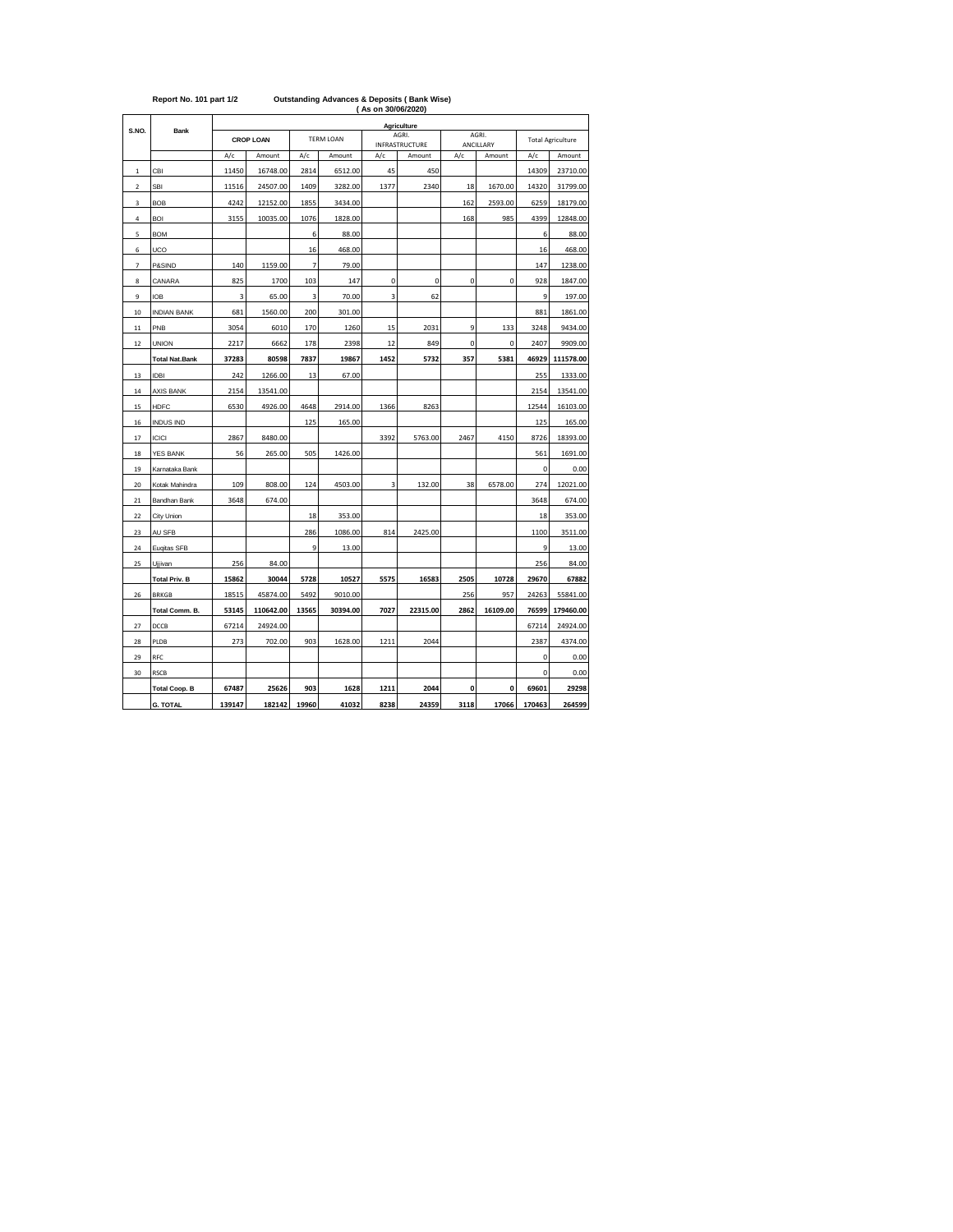**Report No. 101 part 1/2** **Outstanding Advances & Deposits ( Bank Wise)**
**( As on 30/06/2020)**

| S.NO. | Bank | Agriculture | | | | | | | | | |
|---|---|---|---|---|---|---|---|---|---|---|---|
| | | CROP LOAN | | TERM LOAN | | AGRI. INFRASTRUCTURE | | AGRI. ANCILLARY | | Total Agriculture | |
| | | A/c | Amount | A/c | Amount | A/c | Amount | A/c | Amount | A/c | Amount |
| 1 | CBI | 11450 | 16748.00 | 2814 | 6512.00 | 45 | 450 | | | 14309 | 23710.00 |
| 2 | SBI | 11516 | 24507.00 | 1409 | 3282.00 | 1377 | 2340 | 18 | 1670.00 | 14320 | 31799.00 |
| 3 | BOB | 4242 | 12152.00 | 1855 | 3434.00 | | | 162 | 2593.00 | 6259 | 18179.00 |
| 4 | BOI | 3155 | 10035.00 | 1076 | 1828.00 | | | 168 | 985 | 4399 | 12848.00 |
| 5 | BOM | | | 6 | 88.00 | | | | | 6 | 88.00 |
| 6 | UCO | | | 16 | 468.00 | | | | | 16 | 468.00 |
| 7 | P&SIND | 140 | 1159.00 | 7 | 79.00 | | | | | 147 | 1238.00 |
| 8 | CANARA | 825 | 1700 | 103 | 147 | 0 | 0 | 0 | 0 | 928 | 1847.00 |
| 9 | IOB | 3 | 65.00 | 3 | 70.00 | 3 | 62 | | | 9 | 197.00 |
| 10 | INDIAN BANK | 681 | 1560.00 | 200 | 301.00 | | | | | 881 | 1861.00 |
| 11 | PNB | 3054 | 6010 | 170 | 1260 | 15 | 2031 | 9 | 133 | 3248 | 9434.00 |
| 12 | UNION | 2217 | 6662 | 178 | 2398 | 12 | 849 | 0 | 0 | 2407 | 9909.00 |
| | **Total Nat.Bank** | **37283** | **80598** | **7837** | **19867** | **1452** | **5732** | **357** | **5381** | **46929** | **111578.00** |
| 13 | IDBI | 242 | 1266.00 | 13 | 67.00 | | | | | 255 | 1333.00 |
| 14 | AXIS BANK | 2154 | 13541.00 | | | | | | | 2154 | 13541.00 |
| 15 | HDFC | 6530 | 4926.00 | 4648 | 2914.00 | 1366 | 8263 | | | 12544 | 16103.00 |
| 16 | INDUS IND | | | 125 | 165.00 | | | | | 125 | 165.00 |
| 17 | ICICI | 2867 | 8480.00 | | | 3392 | 5763.00 | 2467 | 4150 | 8726 | 18393.00 |
| 18 | YES BANK | 56 | 265.00 | 505 | 1426.00 | | | | | 561 | 1691.00 |
| 19 | Karnataka Bank | | | | | | | | | 0 | 0.00 |
| 20 | Kotak Mahindra | 109 | 808.00 | 124 | 4503.00 | 3 | 132.00 | 38 | 6578.00 | 274 | 12021.00 |
| 21 | Bandhan Bank | 3648 | 674.00 | | | | | | | 3648 | 674.00 |
| 22 | City Union | | | 18 | 353.00 | | | | | 18 | 353.00 |
| 23 | AU SFB | | | 286 | 1086.00 | 814 | 2425.00 | | | 1100 | 3511.00 |
| 24 | Euqitas SFB | | | 9 | 13.00 | | | | | 9 | 13.00 |
| 25 | Ujjivan | 256 | 84.00 | | | | | | | 256 | 84.00 |
| | **Total Priv. B** | **15862** | **30044** | **5728** | **10527** | **5575** | **16583** | **2505** | **10728** | **29670** | **67882** |
| 26 | BRKGB | 18515 | 45874.00 | 5492 | 9010.00 | | | 256 | 957 | 24263 | 55841.00 |
| | **Total Comm. B.** | **53145** | **110642.00** | **13565** | **30394.00** | **7027** | **22315.00** | **2862** | **16109.00** | **76599** | **179460.00** |
| 27 | DCCB | 67214 | 24924.00 | | | | | | | 67214 | 24924.00 |
| 28 | PLDB | 273 | 702.00 | 903 | 1628.00 | 1211 | 2044 | | | 2387 | 4374.00 |
| 29 | RFC | | | | | | | | | 0 | 0.00 |
| 30 | RSCB | | | | | | | | | 0 | 0.00 |
| | **Total Coop. B** | **67487** | **25626** | **903** | **1628** | **1211** | **2044** | **0** | **0** | **69601** | **29298** |
| | **G. TOTAL** | **139147** | **182142** | **19960** | **41032** | **8238** | **24359** | **3118** | **17066** | **170463** | **264599** |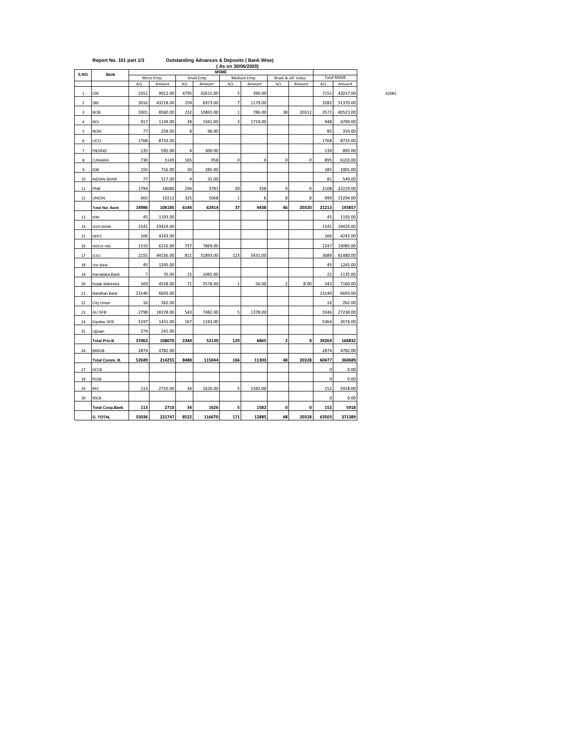Report No. 101 part 1/3 **Outstanding Advances & Deposits ( Bank Wise)**

**( As on 30/06/2020)**

| S.NO. | Bank | MSME | | | | | | | | | |
|---|---|---|---|---|---|---|---|---|---|---|---|
| | | Micro Entp. | | Small Entp. | | Medium Entp. | | Khadi & vill. Indus. | | Total MSME | |
| | | A/c | Amount | A/c | Amount | A/c | Amount | A/c | Amount | A/c | Amount |
| 1 | CBI | 2351 | 9012.00 | 4795 | 32615.00 | 5 | 390.00 | | | 7151 | 42017.00 |
| 2 | SBI | 3016 | 43218.00 | 259 | 6973.00 | 7 | 1179.00 | | | 3282 | 51370.00 |
| 3 | BOB | 3301 | 8560.00 | 232 | 10865.00 | 1 | 786.00 | 38 | 20312 | 3572 | 40523.00 |
| 4 | BOI | 917 | 1139.00 | 28 | 1941.00 | 3 | 1719.00 | | | 948 | 4799.00 |
| 5 | BOM | 77 | 258.00 | 8 | 96.00 | | | | | 85 | 354.00 |
| 6 | UCO | 1768 | 8733.00 | | | | | | | 1768 | 8733.00 |
| 7 | P&SIND | 135 | 595.00 | 4 | 300.00 | | | | | 139 | 895.00 |
| 8 | CANARA | 730 | 5145 | 165 | 958 | 0 | 0 | 0 | 0 | 895 | 6103.00 |
| 9 | IOB | 155 | 716.00 | 30 | 285.00 | | | | | 185 | 1001.00 |
| 10 | INDIAN BANK | 77 | 517.00 | 4 | 32.00 | | | | | 81 | 549.00 |
| 11 | PNB | 1794 | 18080 | 294 | 3781 | 20 | 358 | 0 | 0 | 2108 | 22219.00 |
| 12 | UNION | 665 | 10212 | 325 | 5068 | 1 | 6 | 8 | 8 | 999 | 15294.00 |
| | **Total Nat. Bank** | **14986** | **106185** | **6144** | **62914** | **37** | **4438** | **46** | **20320** | **21213** | **193857** |
| 13 | IDBI | 45 | 1193.00 | | | | | | | 45 | 1193.00 |
| 14 | AXIS BANK | 1541 | 19424.00 | | | | | | | 1541 | 19424.00 |
| 15 | HDFC | 166 | 4243.00 | | | | | | | 166 | 4243.00 |
| 16 | INDUS IND | 1510 | 6216.00 | 737 | 7869.00 | | | | | 2247 | 14085.00 |
| 17 | ICICI | 2155 | 44156.00 | 811 | 31893.00 | 123 | 5431.00 | | | 3089 | 81480.00 |
| 18 | Yes Bank | 45 | 1245.00 | | | | | | | 45 | 1245.00 |
| 19 | Karnataka Bank | 7 | 70.00 | 15 | 1065.00 | | | | | 22 | 1135.00 |
| 20 | Kotak Mahindra | 169 | 4518.00 | 71 | 2578.00 | 1 | 56.00 | 2 | 8.00 | 243 | 7160.00 |
| 21 | Bandhan Bank | 23140 | 6693.00 | | | | | | | 23140 | 6693.00 |
| 22 | City Union | 16 | 262.00 | | | | | | | 16 | 262.00 |
| 23 | AU SFB | 2798 | 18378.00 | 543 | 7482.00 | 5 | 1378.00 | | | 3346 | 27238.00 |
| 24 | Equitas SFB | 5197 | 1431.00 | 167 | 1243.00 | | | | | 5364 | 2674.00 |
| 25 | Ujjivan | 274 | 241.00 | | | | | | | | |
| | **Total Priv.B** | **37063** | **108070** | **2344** | **52130** | **129** | **6865** | **2** | **8** | **39264** | **166832** |
| 26 | BRKGB | 2874 | 4782.00 | | | | | | | 2874 | 4782.00 |
| | **Total Comm. B.** | **52049** | **214255** | **8488** | **115044** | **166** | **11303** | **48** | **20328** | **60477** | **360689** |
| 27 | DCCB | | | | | | | | | 0 | 0.00 |
| 28 | PLDB | | | | | | | | | 0 | 0.00 |
| 29 | RFC | 113 | 2710.00 | 34 | 1626.00 | 5 | 1582.00 | | | 152 | 5918.00 |
| 30 | RSCB | | | | | | | | | 0 | 0.00 |
| | **Total Coop.Bank** | **113** | **2710** | **34** | **1626** | **5** | **1582** | **0** | **0** | **152** | **5918** |
| | **G. TOTAL** | **55036** | **221747** | **8522** | **116670** | **171** | **12885** | **48** | **20328** | **63503** | **371389** |

42082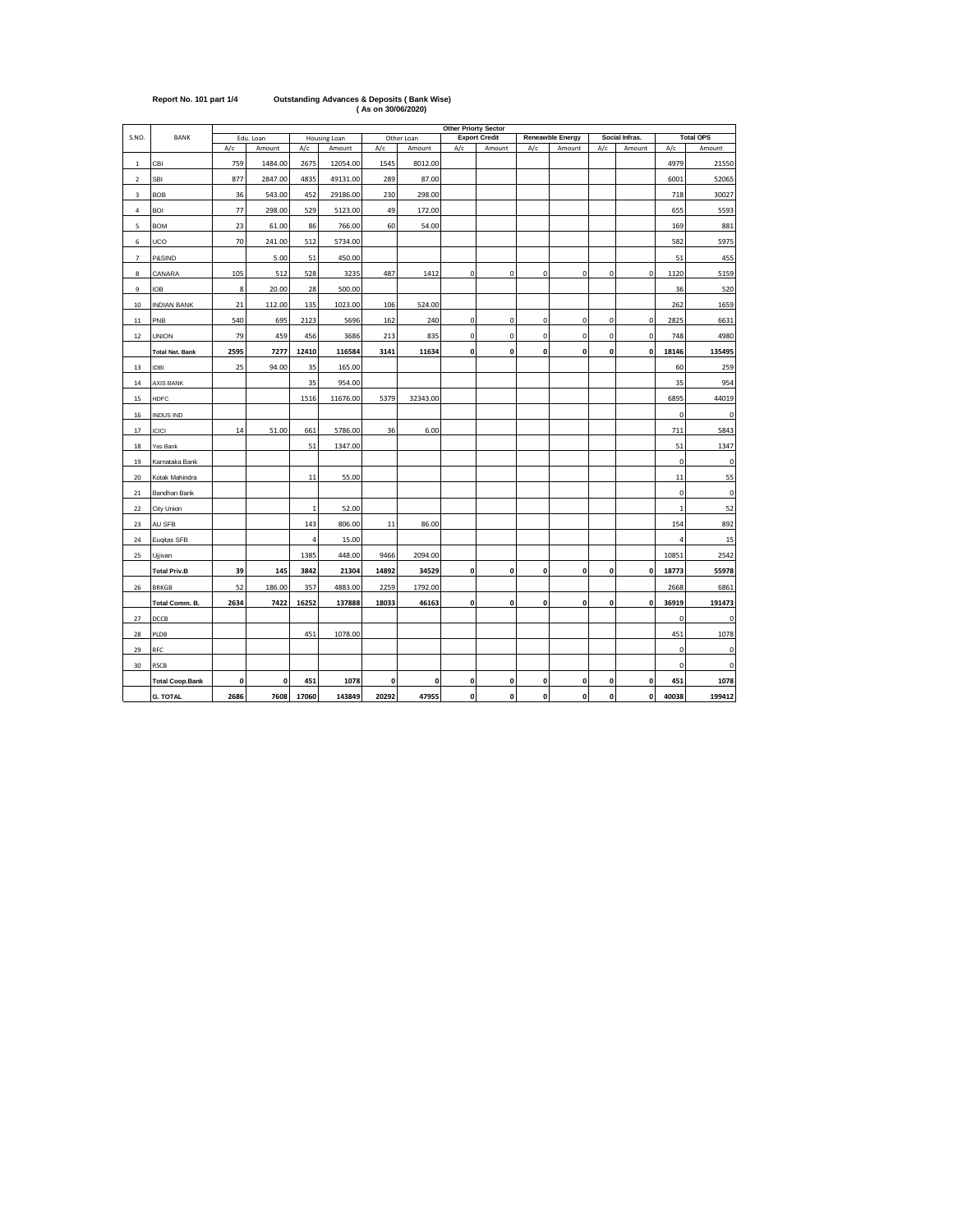**Report No. 101 part 1/4** **Outstanding Advances & Deposits ( Bank Wise)**
**( As on 30/06/2020)**

| S.NO. | BANK | Other Priorty Sector | | | | | | | | | | | | | |
|---|---|---|---|---|---|---|---|---|---|---|---|---|---|---|---|
| | | Edu. Loan | | Housing Loan | | Other Loan | | Export Credit | | Reneawble Energy | | Social Infras. | | Total OPS | |
| | | A/c | Amount | A/c | Amount | A/c | Amount | A/c | Amount | A/c | Amount | A/c | Amount | A/c | Amount |
| 1 | CBI | 759 | 1484.00 | 2675 | 12054.00 | 1545 | 8012.00 | | | | | | | 4979 | 21550 |
| 2 | SBI | 877 | 2847.00 | 4835 | 49131.00 | 289 | 87.00 | | | | | | | 6001 | 52065 |
| 3 | BOB | 36 | 543.00 | 452 | 29186.00 | 230 | 298.00 | | | | | | | 718 | 30027 |
| 4 | BOI | 77 | 298.00 | 529 | 5123.00 | 49 | 172.00 | | | | | | | 655 | 5593 |
| 5 | BOM | 23 | 61.00 | 86 | 766.00 | 60 | 54.00 | | | | | | | 169 | 881 |
| 6 | UCO | 70 | 241.00 | 512 | 5734.00 | | | | | | | | | 582 | 5975 |
| 7 | P&SIND | | 5.00 | 51 | 450.00 | | | | | | | | | 51 | 455 |
| 8 | CANARA | 105 | 512 | 528 | 3235 | 487 | 1412 | 0 | 0 | 0 | 0 | 0 | 0 | 1120 | 5159 |
| 9 | IOB | 8 | 20.00 | 28 | 500.00 | | | | | | | | | 36 | 520 |
| 10 | INDIAN BANK | 21 | 112.00 | 135 | 1023.00 | 106 | 524.00 | | | | | | | 262 | 1659 |
| 11 | PNB | 540 | 695 | 2123 | 5696 | 162 | 240 | 0 | 0 | 0 | 0 | 0 | 0 | 2825 | 6631 |
| 12 | UNION | 79 | 459 | 456 | 3686 | 213 | 835 | 0 | 0 | 0 | 0 | 0 | 0 | 748 | 4980 |
| | **Total Nat. Bank** | **2595** | **7277** | **12410** | **116584** | **3141** | **11634** | **0** | **0** | **0** | **0** | **0** | **0** | **18146** | **135495** |
| 13 | IDBI | 25 | 94.00 | 35 | 165.00 | | | | | | | | | 60 | 259 |
| 14 | AXIS BANK | | | 35 | 954.00 | | | | | | | | | 35 | 954 |
| 15 | HDFC | | | 1516 | 11676.00 | 5379 | 32343.00 | | | | | | | 6895 | 44019 |
| 16 | INDUS IND | | | | | | | | | | | | | 0 | 0 |
| 17 | ICICI | 14 | 51.00 | 661 | 5786.00 | 36 | 6.00 | | | | | | | 711 | 5843 |
| 18 | Yes Bank | | | 51 | 1347.00 | | | | | | | | | 51 | 1347 |
| 19 | Karnataka Bank | | | | | | | | | | | | | 0 | 0 |
| 20 | Kotak Mahindra | | | 11 | 55.00 | | | | | | | | | 11 | 55 |
| 21 | Bandhan Bank | | | | | | | | | | | | | 0 | 0 |
| 22 | City Union | | | 1 | 52.00 | | | | | | | | | 1 | 52 |
| 23 | AU SFB | | | 143 | 806.00 | 11 | 86.00 | | | | | | | 154 | 892 |
| 24 | Euqitas SFB | | | 4 | 15.00 | | | | | | | | | 4 | 15 |
| 25 | Ujjivan | | | 1385 | 448.00 | 9466 | 2094.00 | | | | | | | 10851 | 2542 |
| | **Total Priv.B** | **39** | **145** | **3842** | **21304** | **14892** | **34529** | **0** | **0** | **0** | **0** | **0** | **0** | **18773** | **55978** |
| 26 | BRKGB | 52 | 186.00 | 357 | 4883.00 | 2259 | 1792.00 | | | | | | | 2668 | 6861 |
| | **Total Comm. B.** | **2634** | **7422** | **16252** | **137888** | **18033** | **46163** | **0** | **0** | **0** | **0** | **0** | **0** | **36919** | **191473** |
| 27 | DCCB | | | | | | | | | | | | | 0 | 0 |
| 28 | PLDB | | | 451 | 1078.00 | | | | | | | | | 451 | 1078 |
| 29 | RFC | | | | | | | | | | | | | 0 | 0 |
| 30 | RSCB | | | | | | | | | | | | | 0 | 0 |
| | **Total Coop.Bank** | **0** | **0** | **451** | **1078** | **0** | **0** | **0** | **0** | **0** | **0** | **0** | **0** | **451** | **1078** |
| | **G. TOTAL** | **2686** | **7608** | **17060** | **143849** | **20292** | **47955** | **0** | **0** | **0** | **0** | **0** | **0** | **40038** | **199412** |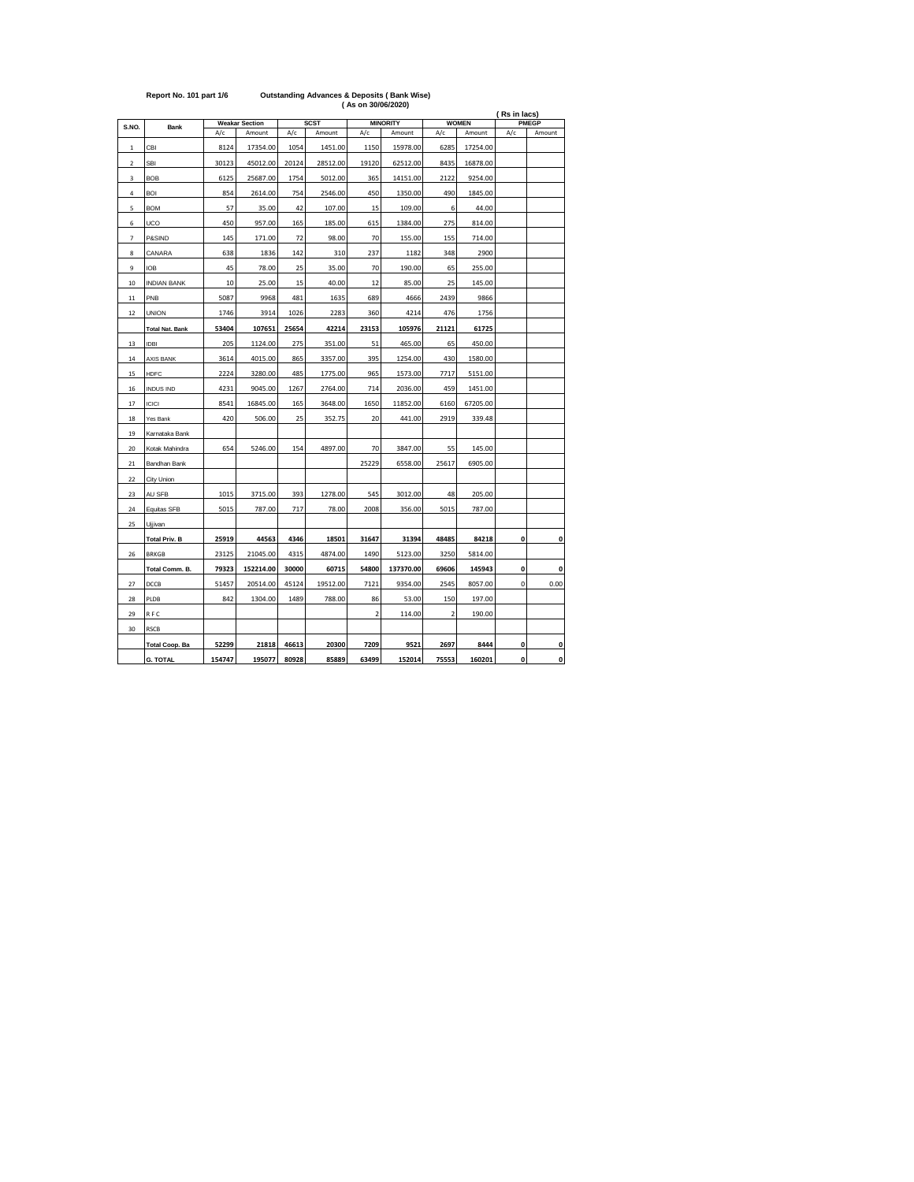**Report No. 101 part 1/6** **Outstanding Advances & Deposits ( Bank Wise)**
**( As on 30/06/2020)**

**( Rs in lacs)**

| S.NO. | Bank | Weakar Section | | SCST | | MINORITY | | WOMEN | | PMEGP | |
|---|---|---|---|---|---|---|---|---|---|---|---|
| | | A/c | Amount | A/c | Amount | A/c | Amount | A/c | Amount | A/c | Amount |
| 1 | CBI | 8124 | 17354.00 | 1054 | 1451.00 | 1150 | 15978.00 | 6285 | 17254.00 | | |
| 2 | SBI | 30123 | 45012.00 | 20124 | 28512.00 | 19120 | 62512.00 | 8435 | 16878.00 | | |
| 3 | BOB | 6125 | 25687.00 | 1754 | 5012.00 | 365 | 14151.00 | 2122 | 9254.00 | | |
| 4 | BOI | 854 | 2614.00 | 754 | 2546.00 | 450 | 1350.00 | 490 | 1845.00 | | |
| 5 | BOM | 57 | 35.00 | 42 | 107.00 | 15 | 109.00 | 6 | 44.00 | | |
| 6 | UCO | 450 | 957.00 | 165 | 185.00 | 615 | 1384.00 | 275 | 814.00 | | |
| 7 | P&SIND | 145 | 171.00 | 72 | 98.00 | 70 | 155.00 | 155 | 714.00 | | |
| 8 | CANARA | 638 | 1836 | 142 | 310 | 237 | 1182 | 348 | 2900 | | |
| 9 | IOB | 45 | 78.00 | 25 | 35.00 | 70 | 190.00 | 65 | 255.00 | | |
| 10 | INDIAN BANK | 10 | 25.00 | 15 | 40.00 | 12 | 85.00 | 25 | 145.00 | | |
| 11 | PNB | 5087 | 9968 | 481 | 1635 | 689 | 4666 | 2439 | 9866 | | |
| 12 | UNION | 1746 | 3914 | 1026 | 2283 | 360 | 4214 | 476 | 1756 | | |
| | **Total Nat. Bank** | **53404** | **107651** | **25654** | **42214** | **23153** | **105976** | **21121** | **61725** | | |
| 13 | IDBI | 205 | 1124.00 | 275 | 351.00 | 51 | 465.00 | 65 | 450.00 | | |
| 14 | AXIS BANK | 3614 | 4015.00 | 865 | 3357.00 | 395 | 1254.00 | 430 | 1580.00 | | |
| 15 | HDFC | 2224 | 3280.00 | 485 | 1775.00 | 965 | 1573.00 | 7717 | 5151.00 | | |
| 16 | INDUS IND | 4231 | 9045.00 | 1267 | 2764.00 | 714 | 2036.00 | 459 | 1451.00 | | |
| 17 | ICICI | 8541 | 16845.00 | 165 | 3648.00 | 1650 | 11852.00 | 6160 | 67205.00 | | |
| 18 | Yes Bank | 420 | 506.00 | 25 | 352.75 | 20 | 441.00 | 2919 | 339.48 | | |
| 19 | Karnataka Bank | | | | | | | | | | |
| 20 | Kotak Mahindra | 654 | 5246.00 | 154 | 4897.00 | 70 | 3847.00 | 55 | 145.00 | | |
| 21 | Bandhan Bank | | | | | 25229 | 6558.00 | 25617 | 6905.00 | | |
| 22 | City Union | | | | | | | | | | |
| 23 | AU SFB | 1015 | 3715.00 | 393 | 1278.00 | 545 | 3012.00 | 48 | 205.00 | | |
| 24 | Equitas SFB | 5015 | 787.00 | 717 | 78.00 | 2008 | 356.00 | 5015 | 787.00 | | |
| 25 | Ujjivan | | | | | | | | | | |
| | **Total Priv. B** | **25919** | **44563** | **4346** | **18501** | **31647** | **31394** | **48485** | **84218** | **0** | **0** |
| 26 | BRKGB | 23125 | 21045.00 | 4315 | 4874.00 | 1490 | 5123.00 | 3250 | 5814.00 | | |
| | **Total Comm. B.** | **79323** | **152214.00** | **30000** | **60715** | **54800** | **137370.00** | **69606** | **145943** | **0** | **0** |
| 27 | DCCB | 51457 | 20514.00 | 45124 | 19512.00 | 7121 | 9354.00 | 2545 | 8057.00 | 0 | 0.00 |
| 28 | PLDB | 842 | 1304.00 | 1489 | 788.00 | 86 | 53.00 | 150 | 197.00 | | |
| 29 | R F C | | | | | 2 | 114.00 | 2 | 190.00 | | |
| 30 | RSCB | | | | | | | | | | |
| | **Total Coop. Ba** | **52299** | **21818** | **46613** | **20300** | **7209** | **9521** | **2697** | **8444** | **0** | **0** |
| | **G. TOTAL** | **154747** | **195077** | **80928** | **85889** | **63499** | **152014** | **75553** | **160201** | **0** | **0** |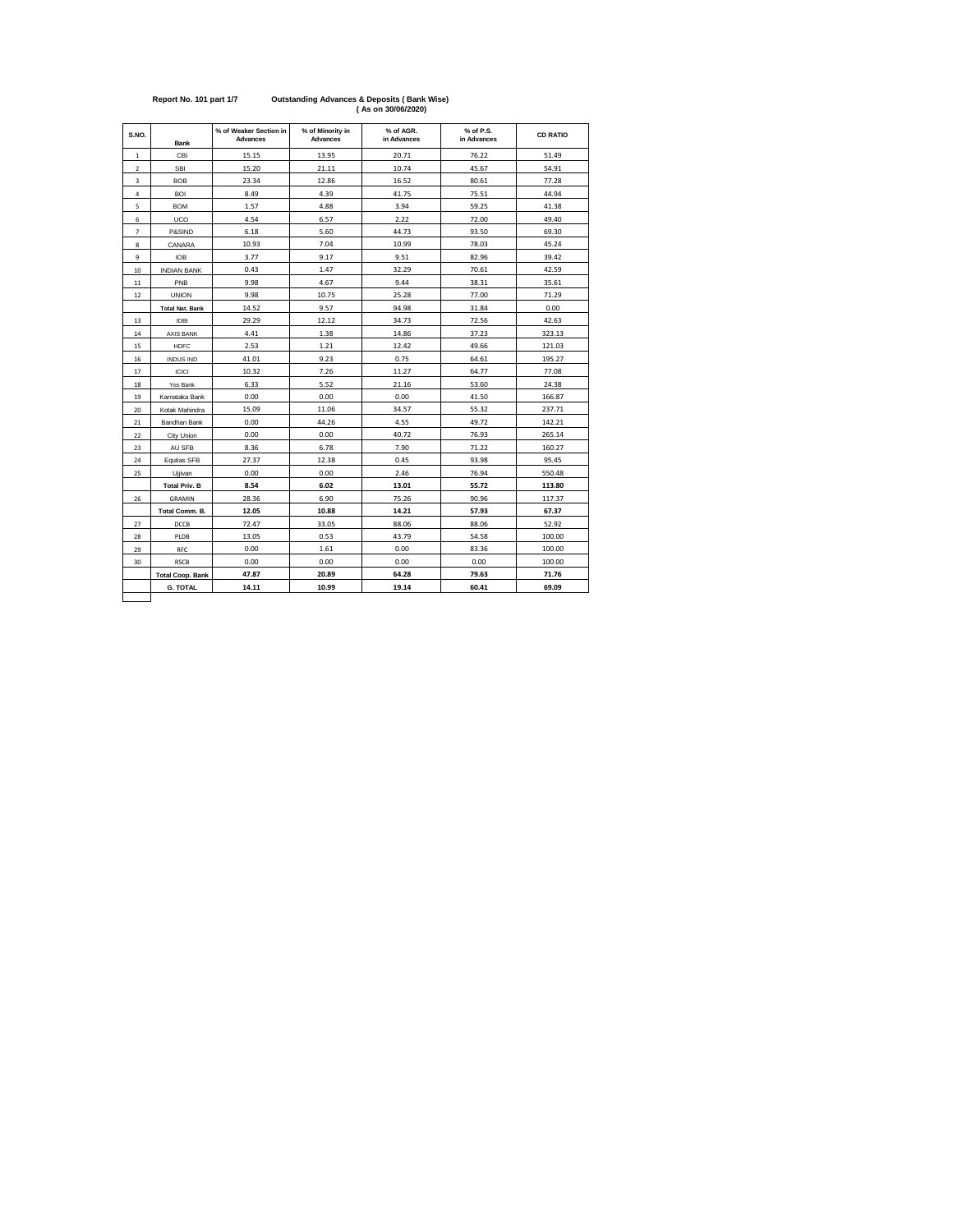**Report No. 101 part 1/7** **Outstanding Advances & Deposits ( Bank Wise)**
**( As on 30/06/2020)**

| S.NO. | Bank | % of Weaker Section in Advances | % of Minority in Advances | % of AGR. in Advances | % of P.S. in Advances | CD RATIO |
|---|---|---|---|---|---|---|
| 1 | CBI | 15.15 | 13.95 | 20.71 | 76.22 | 51.49 |
| 2 | SBI | 15.20 | 21.11 | 10.74 | 45.67 | 54.91 |
| 3 | BOB | 23.34 | 12.86 | 16.52 | 80.61 | 77.28 |
| 4 | BOI | 8.49 | 4.39 | 41.75 | 75.51 | 44.94 |
| 5 | BOM | 1.57 | 4.88 | 3.94 | 59.25 | 41.38 |
| 6 | UCO | 4.54 | 6.57 | 2.22 | 72.00 | 49.40 |
| 7 | P&SIND | 6.18 | 5.60 | 44.73 | 93.50 | 69.30 |
| 8 | CANARA | 10.93 | 7.04 | 10.99 | 78.03 | 45.24 |
| 9 | IOB | 3.77 | 9.17 | 9.51 | 82.96 | 39.42 |
| 10 | INDIAN BANK | 0.43 | 1.47 | 32.29 | 70.61 | 42.59 |
| 11 | PNB | 9.98 | 4.67 | 9.44 | 38.31 | 35.61 |
| 12 | UNION | 9.98 | 10.75 | 25.28 | 77.00 | 71.29 |
| | **Total Nat. Bank** | 14.52 | 9.57 | 94.98 | 31.84 | 0.00 |
| 13 | IDBI | 29.29 | 12.12 | 34.73 | 72.56 | 42.63 |
| 14 | AXIS BANK | 4.41 | 1.38 | 14.86 | 37.23 | 323.13 |
| 15 | HDFC | 2.53 | 1.21 | 12.42 | 49.66 | 121.03 |
| 16 | INDUS IND | 41.01 | 9.23 | 0.75 | 64.61 | 195.27 |
| 17 | ICICI | 10.32 | 7.26 | 11.27 | 64.77 | 77.08 |
| 18 | Yes Bank | 6.33 | 5.52 | 21.16 | 53.60 | 24.38 |
| 19 | Karnataka Bank | 0.00 | 0.00 | 0.00 | 41.50 | 166.87 |
| 20 | Kotak Mahindra | 15.09 | 11.06 | 34.57 | 55.32 | 237.71 |
| 21 | Bandhan Bank | 0.00 | 44.26 | 4.55 | 49.72 | 142.21 |
| 22 | City Union | 0.00 | 0.00 | 40.72 | 76.93 | 265.14 |
| 23 | AU SFB | 8.36 | 6.78 | 7.90 | 71.22 | 160.27 |
| 24 | Equitas SFB | 27.37 | 12.38 | 0.45 | 93.98 | 95.45 |
| 25 | Ujjivan | 0.00 | 0.00 | 2.46 | 76.94 | 550.48 |
| | **Total Priv. B** | **8.54** | **6.02** | **13.01** | **55.72** | **113.80** |
| 26 | GRAMIN | 28.36 | 6.90 | 75.26 | 90.96 | 117.37 |
| | **Total Comm. B.** | **12.05** | **10.88** | **14.21** | **57.93** | **67.37** |
| 27 | DCCB | 72.47 | 33.05 | 88.06 | 88.06 | 52.92 |
| 28 | PLDB | 13.05 | 0.53 | 43.79 | 54.58 | 100.00 |
| 29 | RFC | 0.00 | 1.61 | 0.00 | 83.36 | 100.00 |
| 30 | RSCB | 0.00 | 0.00 | 0.00 | 0.00 | 100.00 |
| | **Total Coop. Bank** | **47.87** | **20.89** | **64.28** | **79.63** | **71.76** |
| | **G. TOTAL** | **14.11** | **10.99** | **19.14** | **60.41** | **69.09** |